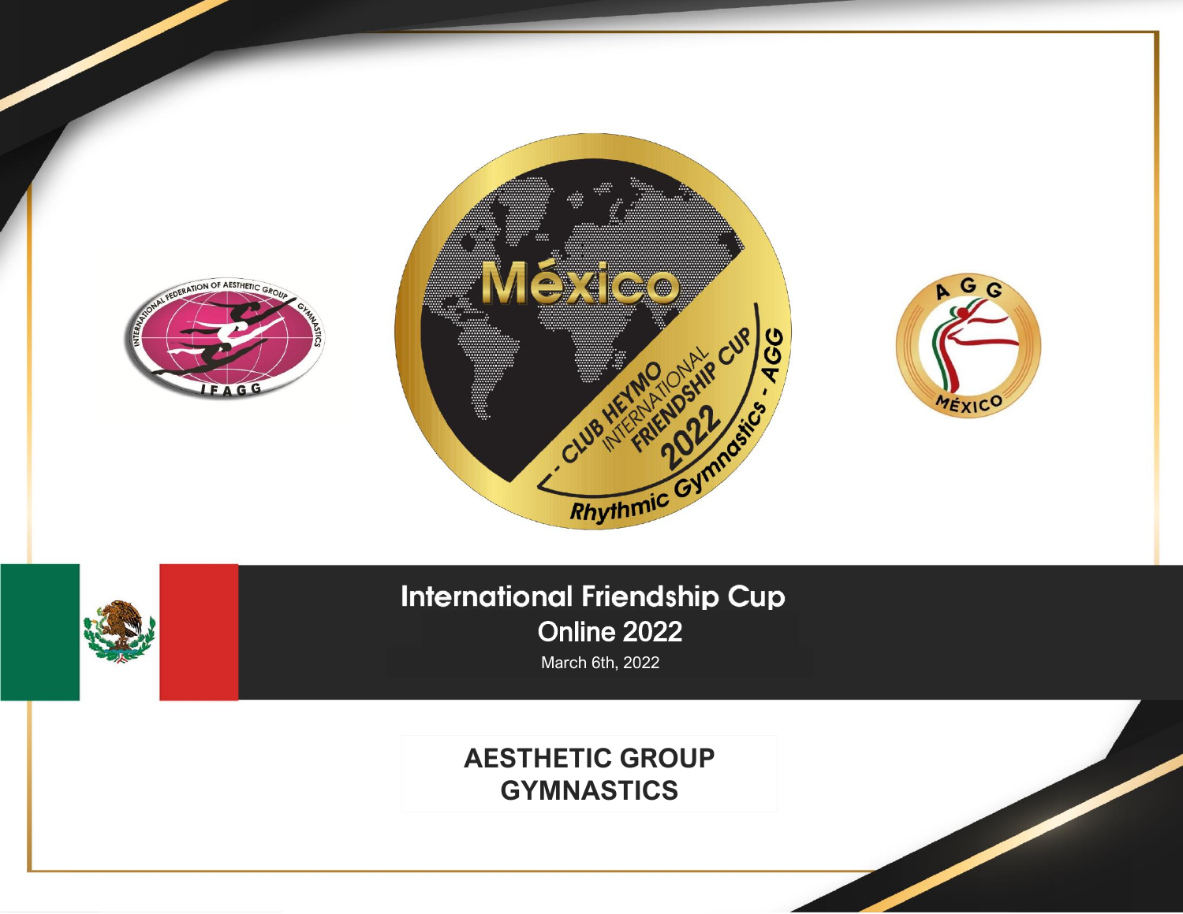# International Friendship Cup Online 2022

March 6th, 2022

## AESTHETIC GROUP GYMNASTICS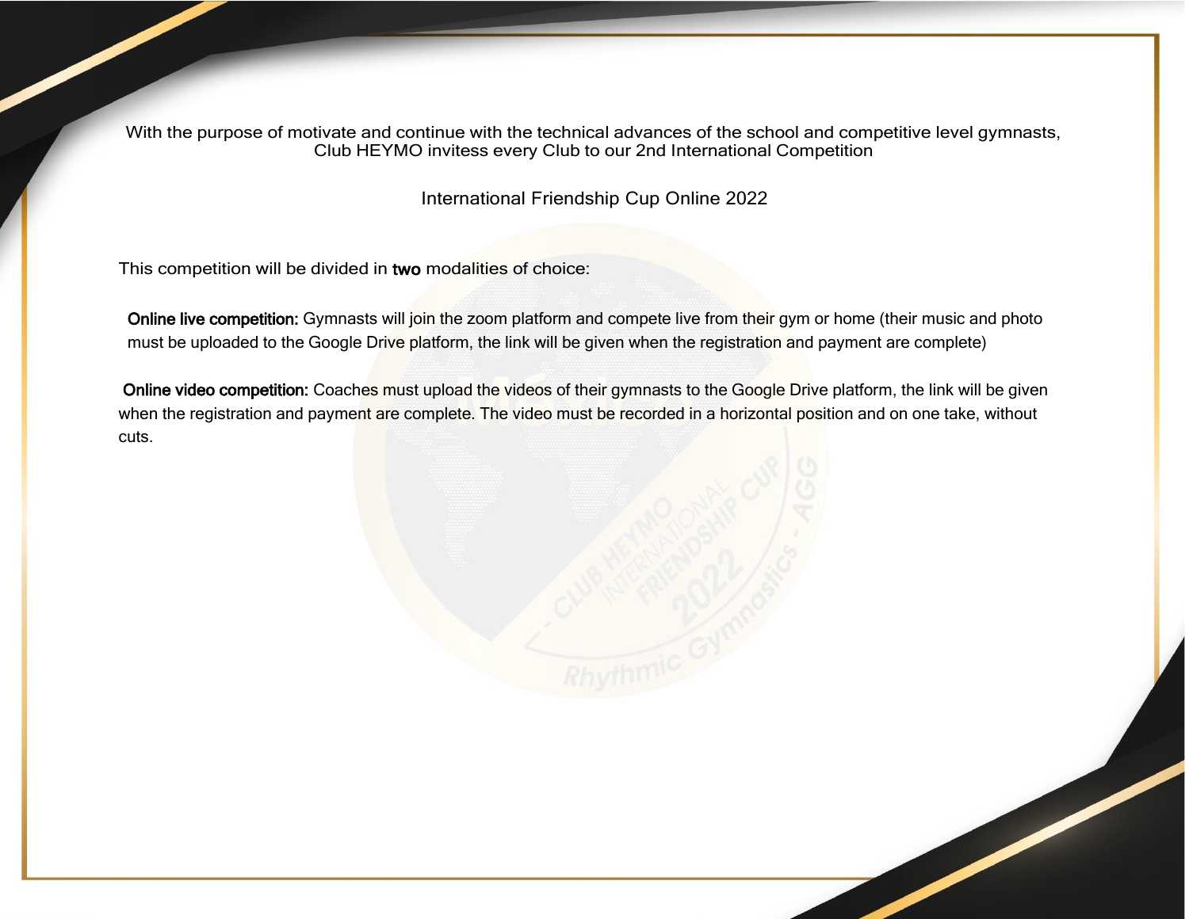With the purpose of motivate and continue with the technical advances of the school and competitive level gymnasts, Club HEYMO invitess every Club to our 2nd International Competition

International Friendship Cup Online 2022

This competition will be divided in **two** modalities of choice:

**Online live competition:** Gymnasts will join the zoom platform and compete live from their gym or home (their music and photo must be uploaded to the Google Drive platform, the link will be given when the registration and payment are complete)

**Online video competition:** Coaches must upload the videos of their gymnasts to the Google Drive platform, the link will be given when the registration and payment are complete. The video must be recorded in a horizontal position and on one take, without cuts.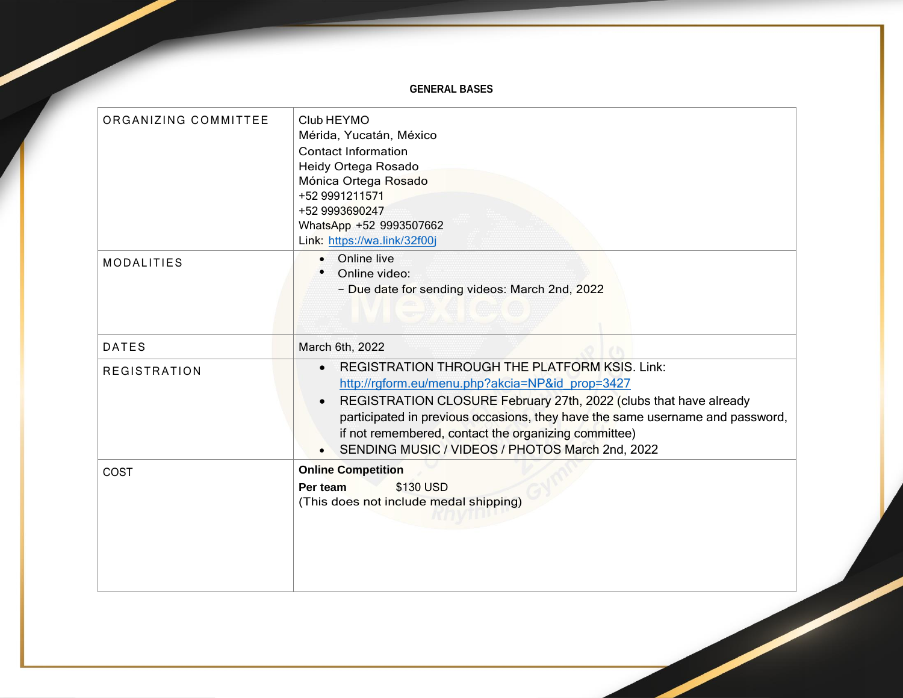# GENERAL BASES

| | |
|---|---|
| ORGANIZING COMMITTEE | Club HEYMO<br>Mérida, Yucatán, México<br>Contact Information<br>Heidy Ortega Rosado<br>Mónica Ortega Rosado<br>+52 9991211571<br>+52 9993690247<br>WhatsApp +52 9993507662<br>Link: https://wa.link/32f00j |
| MODALITIES | • Online live<br>• Online video:<br>- Due date for sending videos: March 2nd, 2022 |
| DATES | March 6th, 2022 |
| REGISTRATION | • REGISTRATION THROUGH THE PLATFORM KSIS. Link: http://rgform.eu/menu.php?akcia=NP&id_prop=3427<br>• REGISTRATION CLOSURE February 27th, 2022 (clubs that have already participated in previous occasions, they have the same username and password, if not remembered, contact the organizing committee)<br>• SENDING MUSIC / VIDEOS / PHOTOS March 2nd, 2022 |
| COST | **Online Competition**<br>**Per team** $130 USD<br>(This does not include medal shipping) |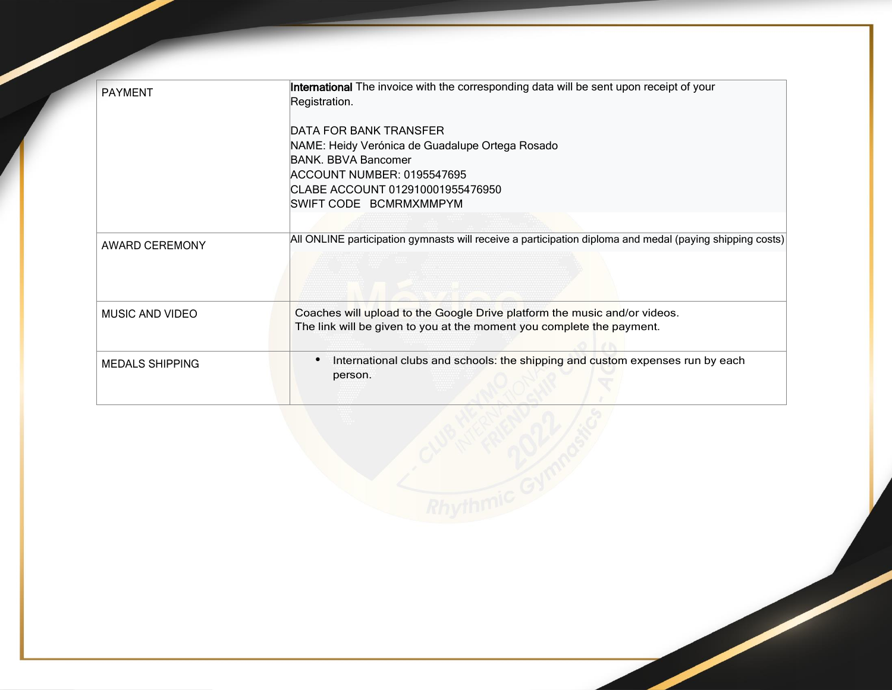| PAYMENT | **International** The invoice with the corresponding data will be sent upon receipt of your Registration.<br><br>DATA FOR BANK TRANSFER<br>NAME: Heidy Verónica de Guadalupe Ortega Rosado<br>BANK. BBVA Bancomer<br>ACCOUNT NUMBER: 0195547695<br>CLABE ACCOUNT 012910001955476950<br>SWIFT CODE BCMRMXMMPYM |
|---|---|
| AWARD CEREMONY | All ONLINE participation gymnasts will receive a participation diploma and medal (paying shipping costs) |
| MUSIC AND VIDEO | Coaches will upload to the Google Drive platform the music and/or videos.<br>The link will be given to you at the moment you complete the payment. |
| MEDALS SHIPPING | • International clubs and schools: the shipping and custom expenses run by each person. |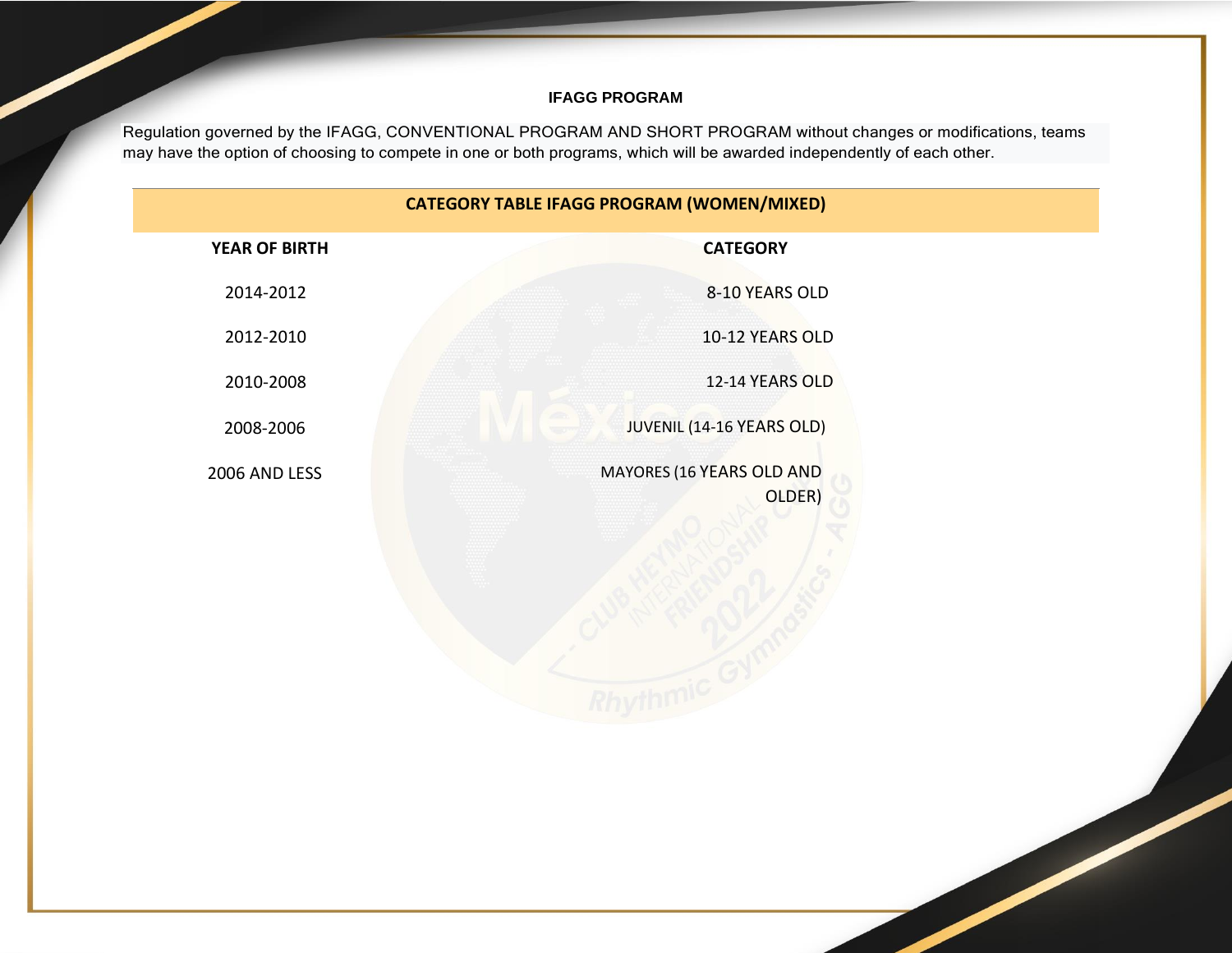## IFAGG PROGRAM

Regulation governed by the IFAGG, CONVENTIONAL PROGRAM AND SHORT PROGRAM without changes or modifications, teams may have the option of choosing to compete in one or both programs, which will be awarded independently of each other.

| CATEGORY TABLE IFAGG PROGRAM (WOMEN/MIXED) | |
|---|---|
| **YEAR OF BIRTH** | **CATEGORY** |
| 2014-2012 | 8-10 YEARS OLD |
| 2012-2010 | 10-12 YEARS OLD |
| 2010-2008 | 12-14 YEARS OLD |
| 2008-2006 | JUVENIL (14-16 YEARS OLD) |
| 2006 AND LESS | MAYORES (16 YEARS OLD AND OLDER) |